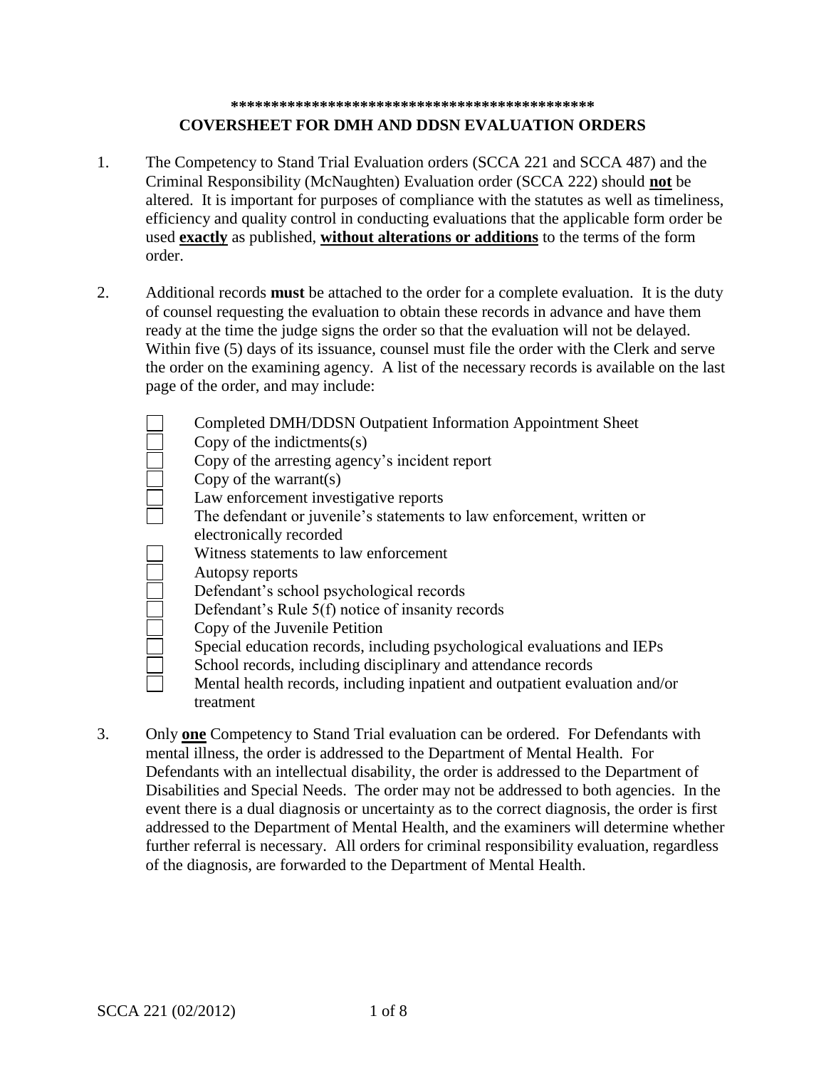*********************************************

# COVERSHEET FOR DMH AND DDSN EVALUATION ORDERS

1. The Competency to Stand Trial Evaluation orders (SCCA 221 and SCCA 487) and the Criminal Responsibility (McNaughten) Evaluation order (SCCA 222) should **not** be altered. It is important for purposes of compliance with the statutes as well as timeliness, efficiency and quality control in conducting evaluations that the applicable form order be used **exactly** as published, **without alterations or additions** to the terms of the form order.

2. Additional records **must** be attached to the order for a complete evaluation. It is the duty of counsel requesting the evaluation to obtain these records in advance and have them ready at the time the judge signs the order so that the evaluation will not be delayed. Within five (5) days of its issuance, counsel must file the order with the Clerk and serve the order on the examining agency. A list of the necessary records is available on the last page of the order, and may include:

   - [ ] Completed DMH/DDSN Outpatient Information Appointment Sheet
   - [ ] Copy of the indictments(s)
   - [ ] Copy of the arresting agency's incident report
   - [ ] Copy of the warrant(s)
   - [ ] Law enforcement investigative reports
   - [ ] The defendant or juvenile's statements to law enforcement, written or electronically recorded
   - [ ] Witness statements to law enforcement
   - [ ] Autopsy reports
   - [ ] Defendant's school psychological records
   - [ ] Defendant's Rule 5(f) notice of insanity records
   - [ ] Copy of the Juvenile Petition
   - [ ] Special education records, including psychological evaluations and IEPs
   - [ ] School records, including disciplinary and attendance records
   - [ ] Mental health records, including inpatient and outpatient evaluation and/or treatment

3. Only **one** Competency to Stand Trial evaluation can be ordered. For Defendants with mental illness, the order is addressed to the Department of Mental Health. For Defendants with an intellectual disability, the order is addressed to the Department of Disabilities and Special Needs. The order may not be addressed to both agencies. In the event there is a dual diagnosis or uncertainty as to the correct diagnosis, the order is first addressed to the Department of Mental Health, and the examiners will determine whether further referral is necessary. All orders for criminal responsibility evaluation, regardless of the diagnosis, are forwarded to the Department of Mental Health.

SCCA 221 (02/2012)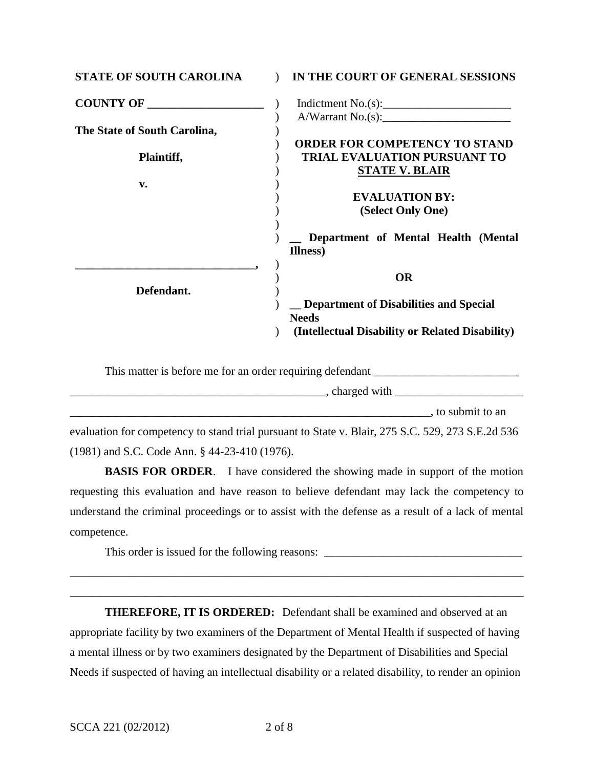| STATE OF SOUTH CAROLINA | ) | IN THE COURT OF GENERAL SESSIONS |
|---|---|---|
| COUNTY OF ____________________ | ) | Indictment No.(s):______________________ |
| | ) | A/Warrant No.(s):______________________ |
| The State of South Carolina, | ) | |
| | ) | **ORDER FOR COMPETENCY TO STAND TRIAL EVALUATION PURSUANT TO <u>STATE V. BLAIR</u>** |
| Plaintiff, | ) | |
| v. | ) | **EVALUATION BY: (Select Only One)** |
| | ) | **__ Department of Mental Health (Mental Illness)** |
| _______________________________, | ) | |
| | ) | **OR** |
| Defendant. | ) | |
| | ) | **__ Department of Disabilities and Special Needs (Intellectual Disability or Related Disability)** |

This matter is before me for an order requiring defendant _________________________ _____________________________________________, charged with ______________________ _______________________________________________________________, to submit to an evaluation for competency to stand trial pursuant to <u>State v. Blair</u>, 275 S.C. 529, 273 S.E.2d 536 (1981) and S.C. Code Ann. § 44-23-410 (1976).

**BASIS FOR ORDER**. I have considered the showing made in support of the motion requesting this evaluation and have reason to believe defendant may lack the competency to understand the criminal proceedings or to assist with the defense as a result of a lack of mental competence.

This order is issued for the following reasons: __________________________________ ______________________________________________________________________________ ______________________________________________________________________________

**THEREFORE, IT IS ORDERED:** Defendant shall be examined and observed at an appropriate facility by two examiners of the Department of Mental Health if suspected of having a mental illness or by two examiners designated by the Department of Disabilities and Special Needs if suspected of having an intellectual disability or a related disability, to render an opinion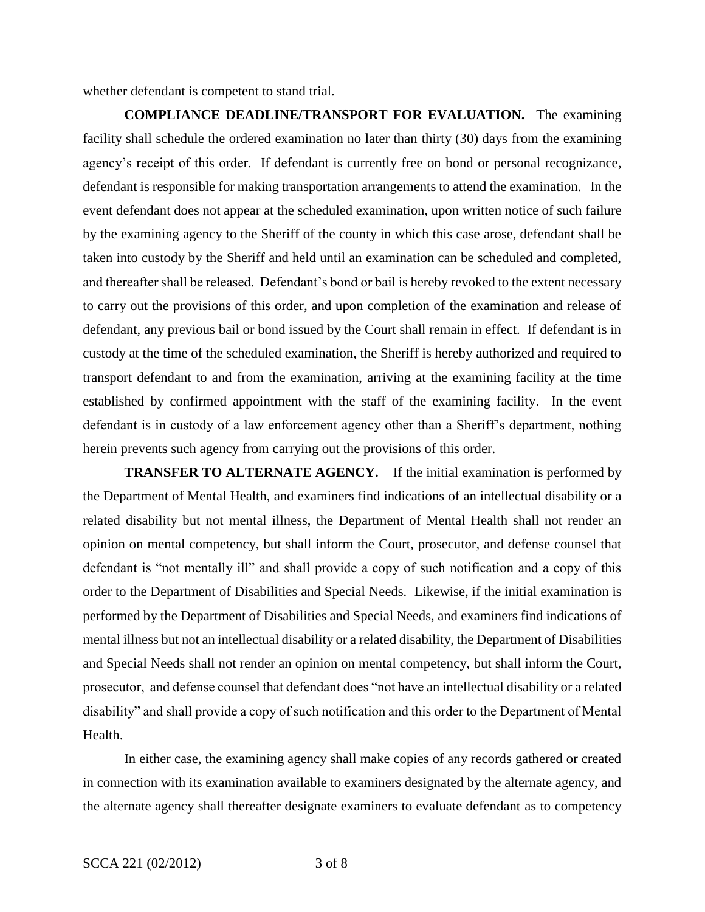whether defendant is competent to stand trial.

**COMPLIANCE DEADLINE/TRANSPORT FOR EVALUATION.** The examining facility shall schedule the ordered examination no later than thirty (30) days from the examining agency's receipt of this order. If defendant is currently free on bond or personal recognizance, defendant is responsible for making transportation arrangements to attend the examination. In the event defendant does not appear at the scheduled examination, upon written notice of such failure by the examining agency to the Sheriff of the county in which this case arose, defendant shall be taken into custody by the Sheriff and held until an examination can be scheduled and completed, and thereafter shall be released. Defendant's bond or bail is hereby revoked to the extent necessary to carry out the provisions of this order, and upon completion of the examination and release of defendant, any previous bail or bond issued by the Court shall remain in effect. If defendant is in custody at the time of the scheduled examination, the Sheriff is hereby authorized and required to transport defendant to and from the examination, arriving at the examining facility at the time established by confirmed appointment with the staff of the examining facility. In the event defendant is in custody of a law enforcement agency other than a Sheriff's department, nothing herein prevents such agency from carrying out the provisions of this order.

**TRANSFER TO ALTERNATE AGENCY.** If the initial examination is performed by the Department of Mental Health, and examiners find indications of an intellectual disability or a related disability but not mental illness, the Department of Mental Health shall not render an opinion on mental competency, but shall inform the Court, prosecutor, and defense counsel that defendant is "not mentally ill" and shall provide a copy of such notification and a copy of this order to the Department of Disabilities and Special Needs. Likewise, if the initial examination is performed by the Department of Disabilities and Special Needs, and examiners find indications of mental illness but not an intellectual disability or a related disability, the Department of Disabilities and Special Needs shall not render an opinion on mental competency, but shall inform the Court, prosecutor, and defense counsel that defendant does "not have an intellectual disability or a related disability" and shall provide a copy of such notification and this order to the Department of Mental Health.

In either case, the examining agency shall make copies of any records gathered or created in connection with its examination available to examiners designated by the alternate agency, and the alternate agency shall thereafter designate examiners to evaluate defendant as to competency

SCCA 221 (02/2012)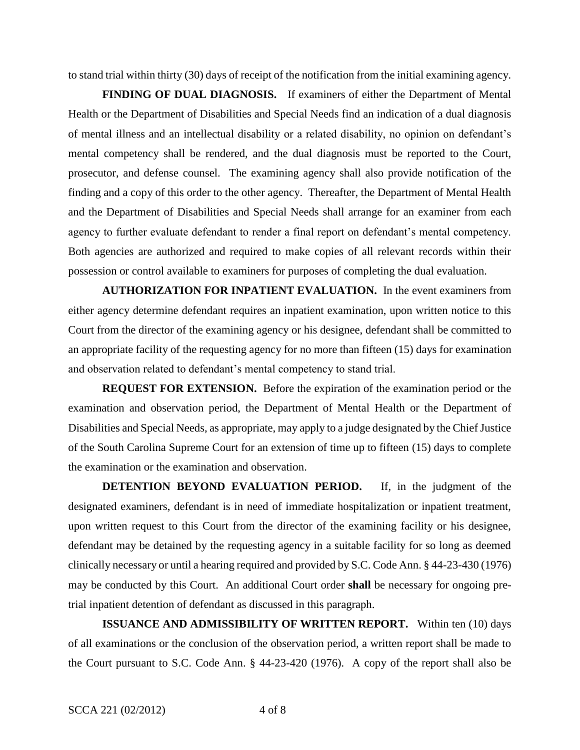to stand trial within thirty (30) days of receipt of the notification from the initial examining agency.

**FINDING OF DUAL DIAGNOSIS.** If examiners of either the Department of Mental Health or the Department of Disabilities and Special Needs find an indication of a dual diagnosis of mental illness and an intellectual disability or a related disability, no opinion on defendant's mental competency shall be rendered, and the dual diagnosis must be reported to the Court, prosecutor, and defense counsel. The examining agency shall also provide notification of the finding and a copy of this order to the other agency. Thereafter, the Department of Mental Health and the Department of Disabilities and Special Needs shall arrange for an examiner from each agency to further evaluate defendant to render a final report on defendant's mental competency. Both agencies are authorized and required to make copies of all relevant records within their possession or control available to examiners for purposes of completing the dual evaluation.

**AUTHORIZATION FOR INPATIENT EVALUATION.** In the event examiners from either agency determine defendant requires an inpatient examination, upon written notice to this Court from the director of the examining agency or his designee, defendant shall be committed to an appropriate facility of the requesting agency for no more than fifteen (15) days for examination and observation related to defendant's mental competency to stand trial.

**REQUEST FOR EXTENSION.** Before the expiration of the examination period or the examination and observation period, the Department of Mental Health or the Department of Disabilities and Special Needs, as appropriate, may apply to a judge designated by the Chief Justice of the South Carolina Supreme Court for an extension of time up to fifteen (15) days to complete the examination or the examination and observation.

**DETENTION BEYOND EVALUATION PERIOD.** If, in the judgment of the designated examiners, defendant is in need of immediate hospitalization or inpatient treatment, upon written request to this Court from the director of the examining facility or his designee, defendant may be detained by the requesting agency in a suitable facility for so long as deemed clinically necessary or until a hearing required and provided by S.C. Code Ann. § 44-23-430 (1976) may be conducted by this Court. An additional Court order **shall** be necessary for ongoing pre-trial inpatient detention of defendant as discussed in this paragraph.

**ISSUANCE AND ADMISSIBILITY OF WRITTEN REPORT.** Within ten (10) days of all examinations or the conclusion of the observation period, a written report shall be made to the Court pursuant to S.C. Code Ann. § 44-23-420 (1976). A copy of the report shall also be

SCCA 221 (02/2012)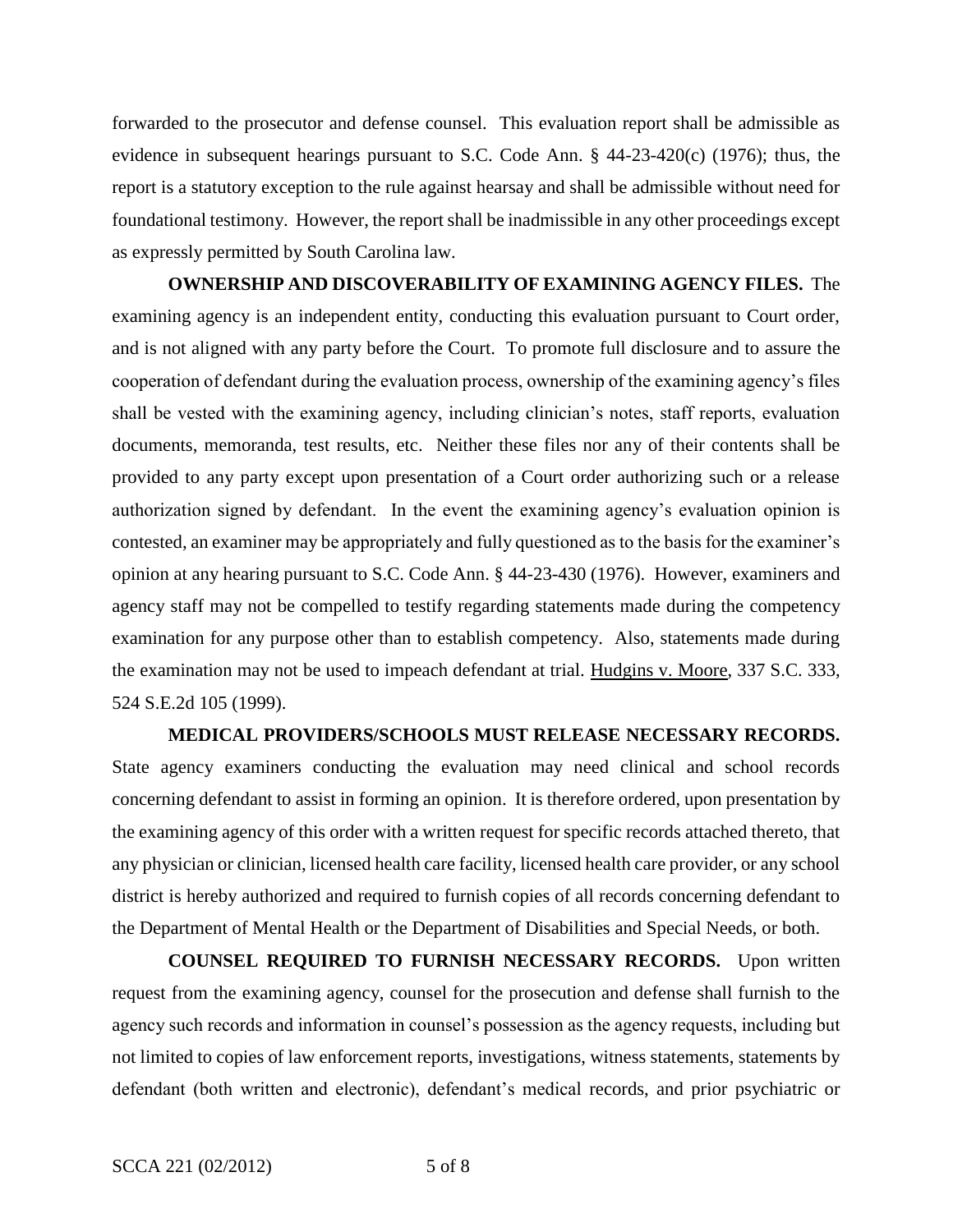forwarded to the prosecutor and defense counsel. This evaluation report shall be admissible as evidence in subsequent hearings pursuant to S.C. Code Ann. § 44-23-420(c) (1976); thus, the report is a statutory exception to the rule against hearsay and shall be admissible without need for foundational testimony. However, the report shall be inadmissible in any other proceedings except as expressly permitted by South Carolina law.

**OWNERSHIP AND DISCOVERABILITY OF EXAMINING AGENCY FILES.** The examining agency is an independent entity, conducting this evaluation pursuant to Court order, and is not aligned with any party before the Court. To promote full disclosure and to assure the cooperation of defendant during the evaluation process, ownership of the examining agency's files shall be vested with the examining agency, including clinician's notes, staff reports, evaluation documents, memoranda, test results, etc. Neither these files nor any of their contents shall be provided to any party except upon presentation of a Court order authorizing such or a release authorization signed by defendant. In the event the examining agency's evaluation opinion is contested, an examiner may be appropriately and fully questioned as to the basis for the examiner's opinion at any hearing pursuant to S.C. Code Ann. § 44-23-430 (1976). However, examiners and agency staff may not be compelled to testify regarding statements made during the competency examination for any purpose other than to establish competency. Also, statements made during the examination may not be used to impeach defendant at trial. Hudgins v. Moore, 337 S.C. 333, 524 S.E.2d 105 (1999).

**MEDICAL PROVIDERS/SCHOOLS MUST RELEASE NECESSARY RECORDS.** State agency examiners conducting the evaluation may need clinical and school records concerning defendant to assist in forming an opinion. It is therefore ordered, upon presentation by the examining agency of this order with a written request for specific records attached thereto, that any physician or clinician, licensed health care facility, licensed health care provider, or any school district is hereby authorized and required to furnish copies of all records concerning defendant to the Department of Mental Health or the Department of Disabilities and Special Needs, or both.

**COUNSEL REQUIRED TO FURNISH NECESSARY RECORDS.** Upon written request from the examining agency, counsel for the prosecution and defense shall furnish to the agency such records and information in counsel's possession as the agency requests, including but not limited to copies of law enforcement reports, investigations, witness statements, statements by defendant (both written and electronic), defendant's medical records, and prior psychiatric or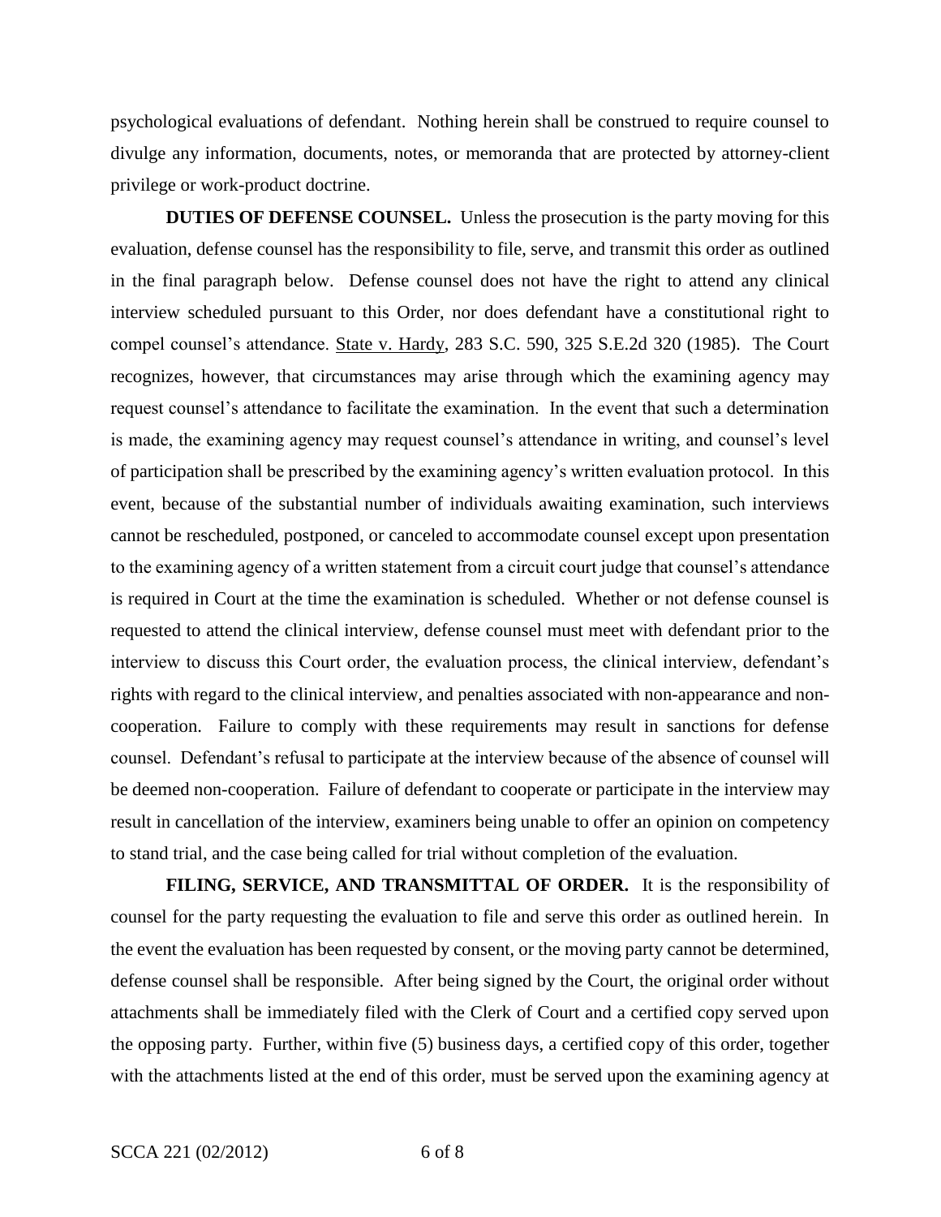psychological evaluations of defendant. Nothing herein shall be construed to require counsel to divulge any information, documents, notes, or memoranda that are protected by attorney-client privilege or work-product doctrine.

**DUTIES OF DEFENSE COUNSEL.** Unless the prosecution is the party moving for this evaluation, defense counsel has the responsibility to file, serve, and transmit this order as outlined in the final paragraph below. Defense counsel does not have the right to attend any clinical interview scheduled pursuant to this Order, nor does defendant have a constitutional right to compel counsel's attendance. State v. Hardy, 283 S.C. 590, 325 S.E.2d 320 (1985). The Court recognizes, however, that circumstances may arise through which the examining agency may request counsel's attendance to facilitate the examination. In the event that such a determination is made, the examining agency may request counsel's attendance in writing, and counsel's level of participation shall be prescribed by the examining agency's written evaluation protocol. In this event, because of the substantial number of individuals awaiting examination, such interviews cannot be rescheduled, postponed, or canceled to accommodate counsel except upon presentation to the examining agency of a written statement from a circuit court judge that counsel's attendance is required in Court at the time the examination is scheduled. Whether or not defense counsel is requested to attend the clinical interview, defense counsel must meet with defendant prior to the interview to discuss this Court order, the evaluation process, the clinical interview, defendant's rights with regard to the clinical interview, and penalties associated with non-appearance and non-cooperation. Failure to comply with these requirements may result in sanctions for defense counsel. Defendant's refusal to participate at the interview because of the absence of counsel will be deemed non-cooperation. Failure of defendant to cooperate or participate in the interview may result in cancellation of the interview, examiners being unable to offer an opinion on competency to stand trial, and the case being called for trial without completion of the evaluation.

**FILING, SERVICE, AND TRANSMITTAL OF ORDER.** It is the responsibility of counsel for the party requesting the evaluation to file and serve this order as outlined herein. In the event the evaluation has been requested by consent, or the moving party cannot be determined, defense counsel shall be responsible. After being signed by the Court, the original order without attachments shall be immediately filed with the Clerk of Court and a certified copy served upon the opposing party. Further, within five (5) business days, a certified copy of this order, together with the attachments listed at the end of this order, must be served upon the examining agency at

SCCA 221 (02/2012)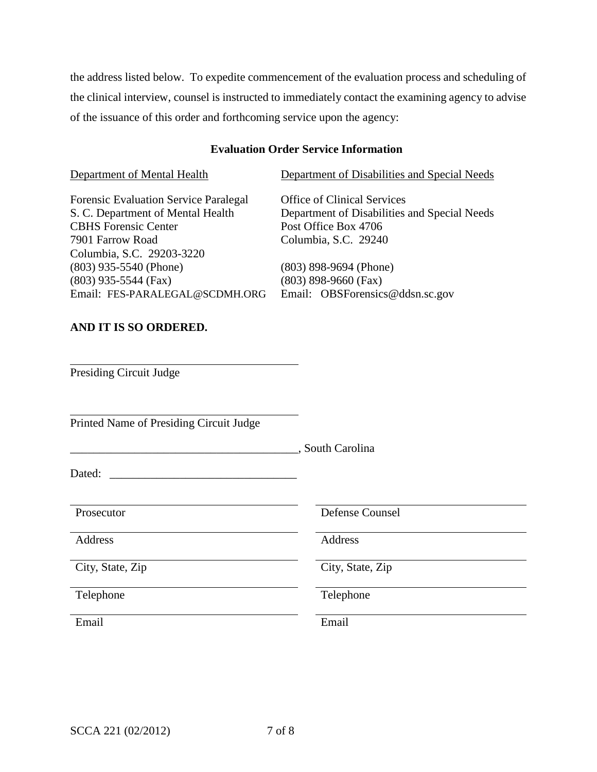the address listed below. To expedite commencement of the evaluation process and scheduling of the clinical interview, counsel is instructed to immediately contact the examining agency to advise of the issuance of this order and forthcoming service upon the agency:

**Evaluation Order Service Information**

| Department of Mental Health | Department of Disabilities and Special Needs |
|---|---|
| Forensic Evaluation Service Paralegal<br>S. C. Department of Mental Health<br>CBHS Forensic Center<br>7901 Farrow Road<br>Columbia, S.C. 29203-3220<br>(803) 935-5540 (Phone)<br>(803) 935-5544 (Fax)<br>Email: FES-PARALEGAL@SCDMH.ORG | Office of Clinical Services<br>Department of Disabilities and Special Needs<br>Post Office Box 4706<br>Columbia, S.C. 29240<br><br>(803) 898-9694 (Phone)<br>(803) 898-9660 (Fax)<br>Email: OBSForensics@ddsn.sc.gov |

**AND IT IS SO ORDERED.**

\_\_\_\_\_\_\_\_\_\_\_\_\_\_\_\_\_\_\_\_\_\_\_\_\_\_\_\_\_\_\_\_\_\_\_\_\_\_\_\_
Presiding Circuit Judge

\_\_\_\_\_\_\_\_\_\_\_\_\_\_\_\_\_\_\_\_\_\_\_\_\_\_\_\_\_\_\_\_\_\_\_\_\_\_\_\_
Printed Name of Presiding Circuit Judge

\_\_\_\_\_\_\_\_\_\_\_\_\_\_\_\_\_\_\_\_\_\_\_\_\_\_\_\_\_\_\_\_\_\_\_\_\_\_\_\_, South Carolina

Dated: \_\_\_\_\_\_\_\_\_\_\_\_\_\_\_\_\_\_\_\_\_\_\_\_\_\_\_\_\_\_\_\_

| | |
|---|---|
| Prosecutor | Defense Counsel |
| Address | Address |
| City, State, Zip | City, State, Zip |
| Telephone | Telephone |
| Email | Email |

SCCA 221 (02/2012)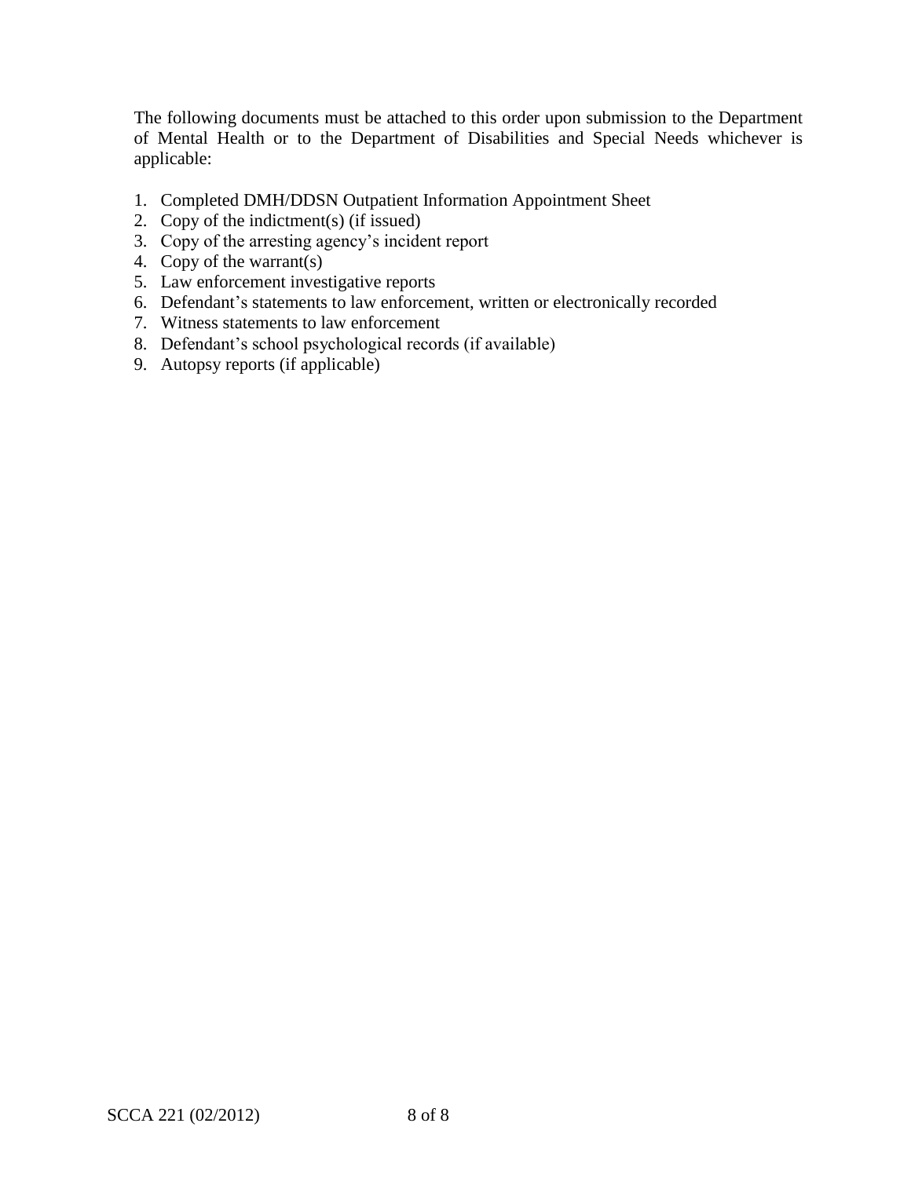The following documents must be attached to this order upon submission to the Department of Mental Health or to the Department of Disabilities and Special Needs whichever is applicable:

1. Completed DMH/DDSN Outpatient Information Appointment Sheet
2. Copy of the indictment(s) (if issued)
3. Copy of the arresting agency's incident report
4. Copy of the warrant(s)
5. Law enforcement investigative reports
6. Defendant's statements to law enforcement, written or electronically recorded
7. Witness statements to law enforcement
8. Defendant's school psychological records (if available)
9. Autopsy reports (if applicable)

SCCA 221 (02/2012)